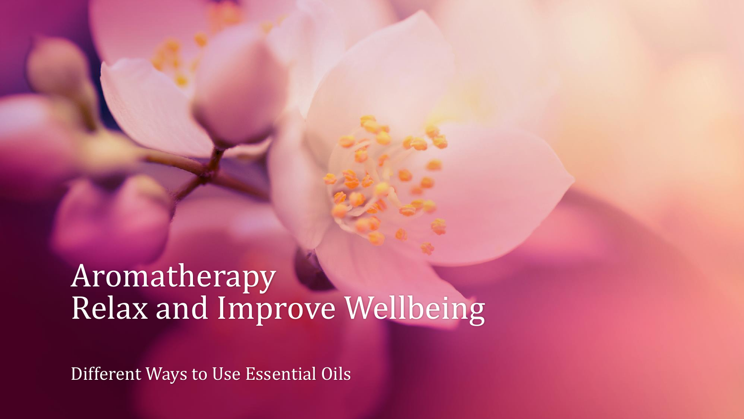# Aromatherapy
# Relax and Improve Wellbeing

Different Ways to Use Essential Oils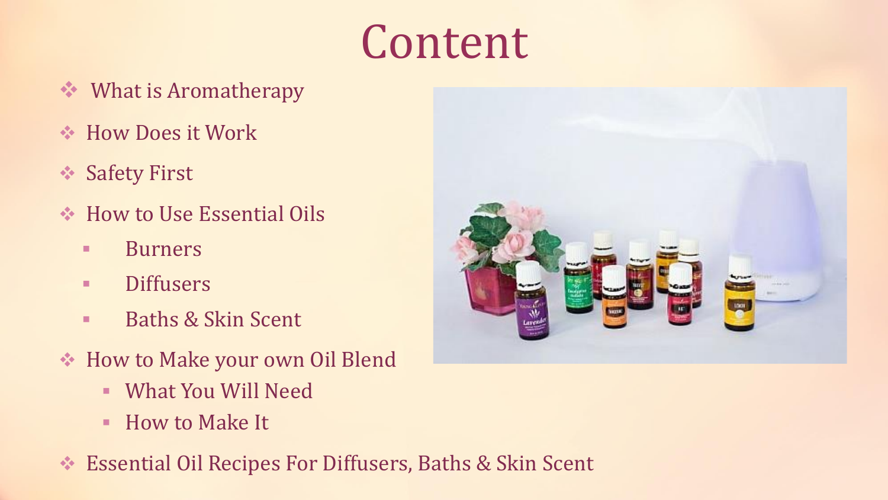# Content

- What is Aromatherapy
- How Does it Work
- Safety First
- How to Use Essential Oils
  - Burners
  - Diffusers
  - Baths & Skin Scent
- How to Make your own Oil Blend
  - What You Will Need
  - How to Make It
- Essential Oil Recipes For Diffusers, Baths & Skin Scent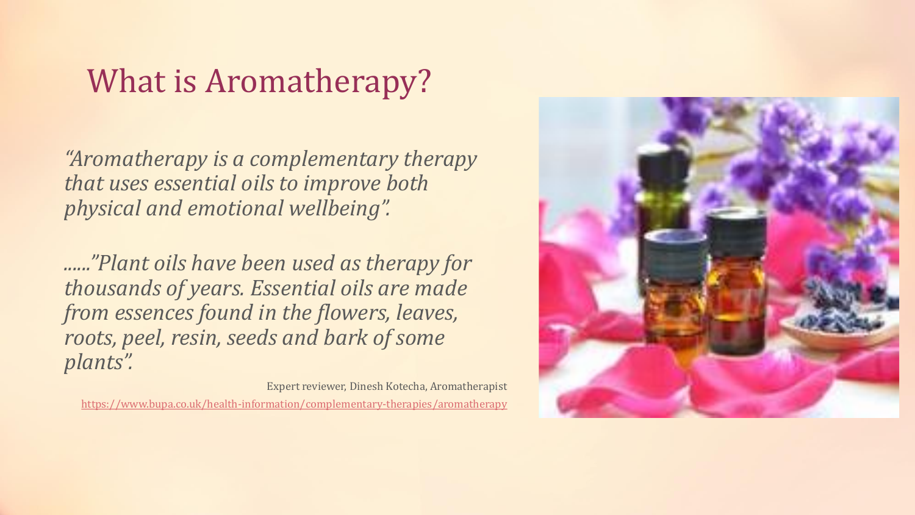# What is Aromatherapy?

*"Aromatherapy is a complementary therapy that uses essential oils to improve both physical and emotional wellbeing".*

*......"Plant oils have been used as therapy for thousands of years. Essential oils are made from essences found in the flowers, leaves, roots, peel, resin, seeds and bark of some plants".*

Expert reviewer, Dinesh Kotecha, Aromatherapist

https://www.bupa.co.uk/health-information/complementary-therapies/aromatherapy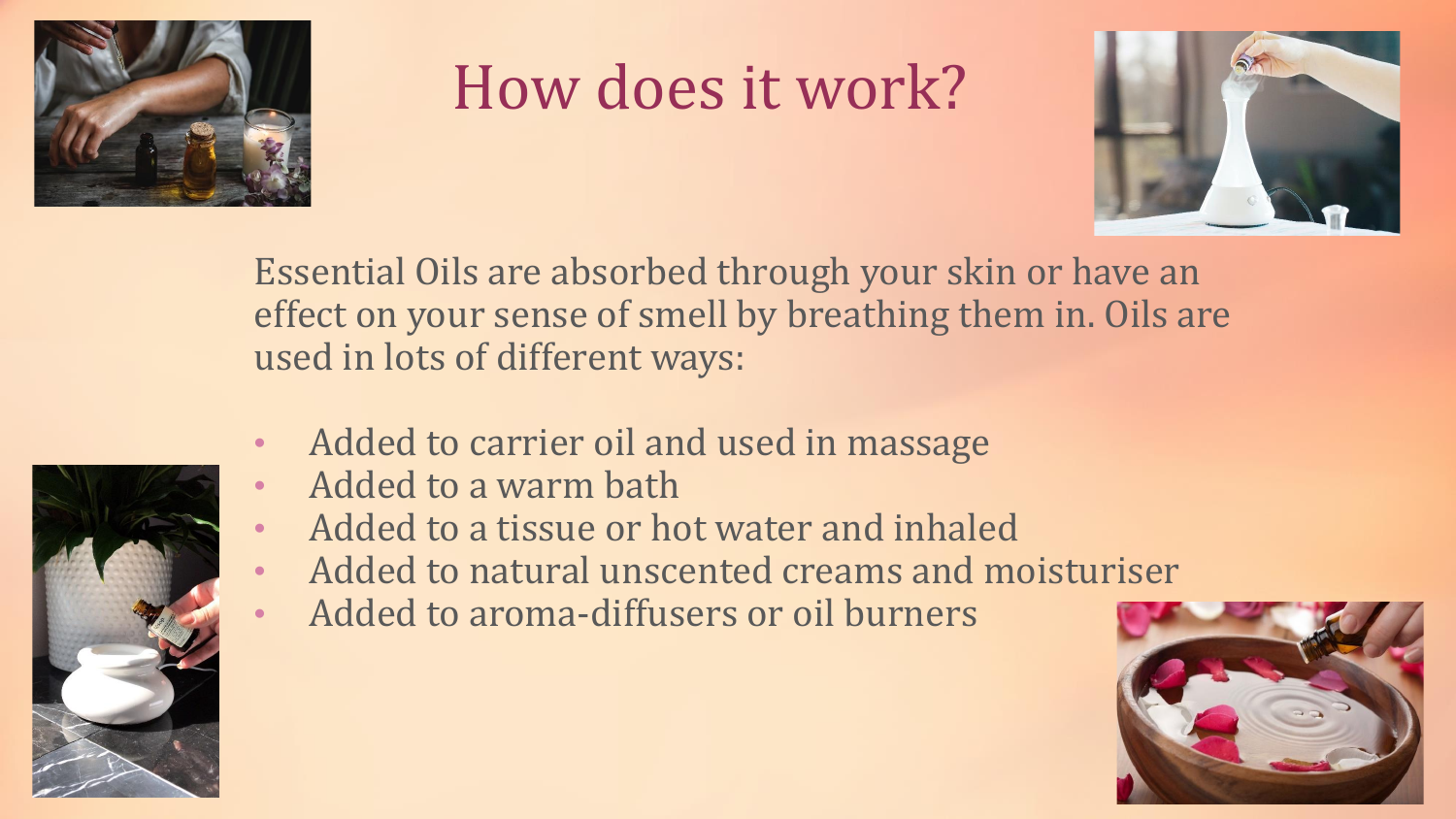# How does it work?

Essential Oils are absorbed through your skin or have an effect on your sense of smell by breathing them in. Oils are used in lots of different ways:

- Added to carrier oil and used in massage
- Added to a warm bath
- Added to a tissue or hot water and inhaled
- Added to natural unscented creams and moisturiser
- Added to aroma-diffusers or oil burners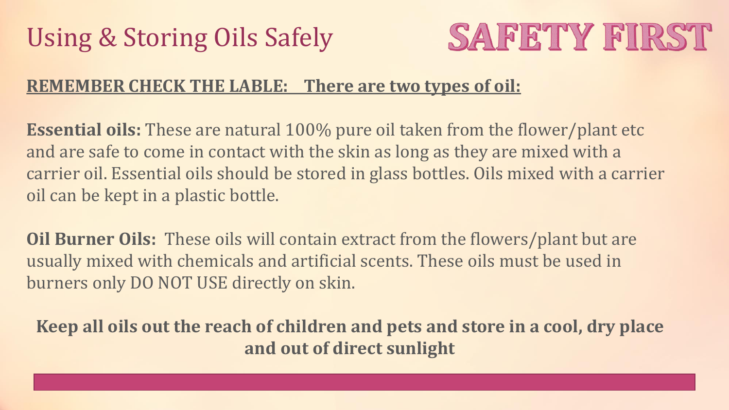# Using & Storing Oils Safely

## SAFETY FIRST

**REMEMBER CHECK THE LABLE: There are two types of oil:**

**Essential oils:** These are natural 100% pure oil taken from the flower/plant etc and are safe to come in contact with the skin as long as they are mixed with a carrier oil. Essential oils should be stored in glass bottles. Oils mixed with a carrier oil can be kept in a plastic bottle.

**Oil Burner Oils:** These oils will contain extract from the flowers/plant but are usually mixed with chemicals and artificial scents. These oils must be used in burners only DO NOT USE directly on skin.

**Keep all oils out the reach of children and pets and store in a cool, dry place and out of direct sunlight**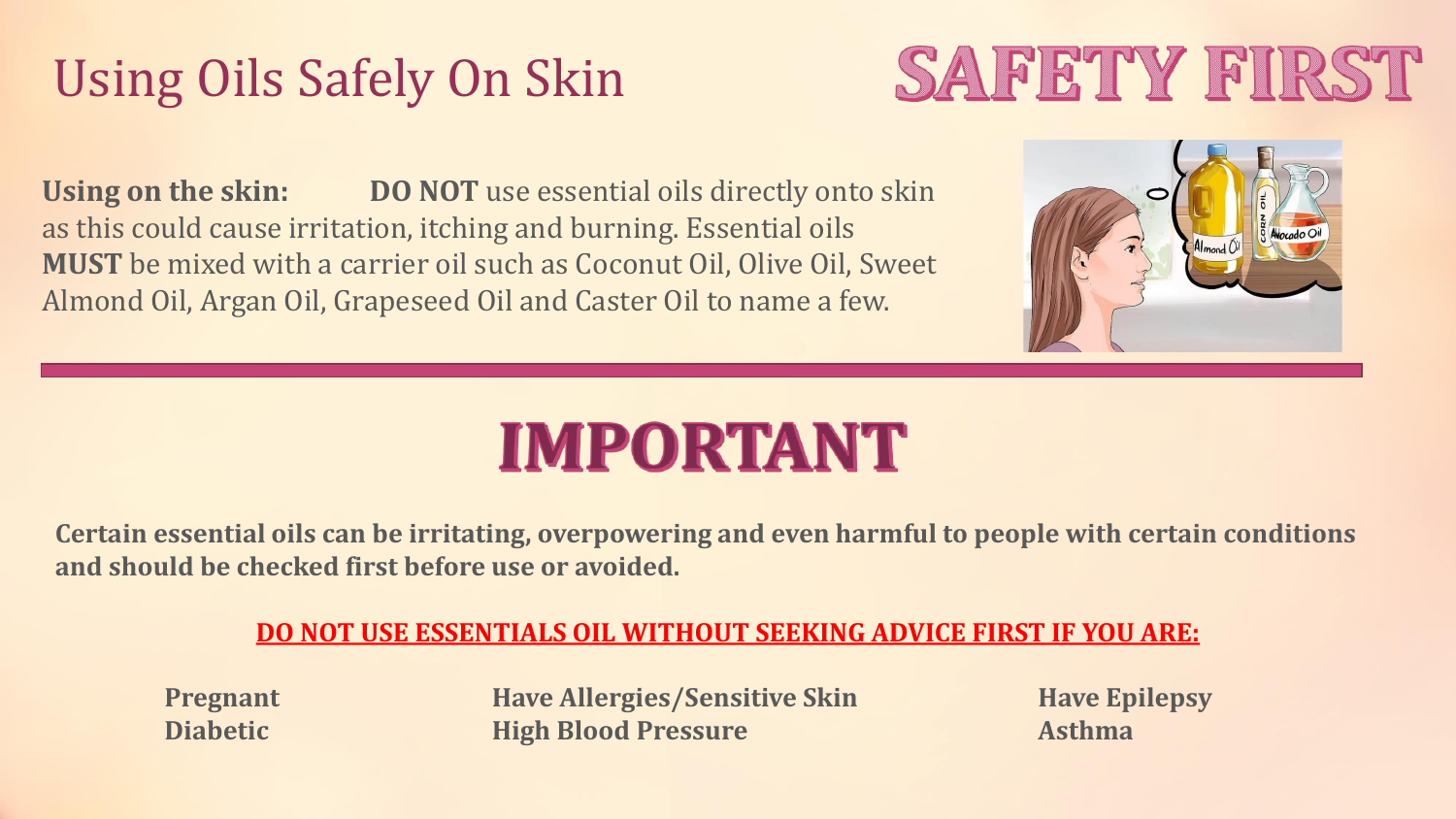# Using Oils Safely On Skin

# SAFETY FIRST

**Using on the skin:** **DO NOT** use essential oils directly onto skin as this could cause irritation, itching and burning. Essential oils **MUST** be mixed with a carrier oil such as Coconut Oil, Olive Oil, Sweet Almond Oil, Argan Oil, Grapeseed Oil and Caster Oil to name a few.

# IMPORTANT

**Certain essential oils can be irritating, overpowering and even harmful to people with certain conditions and should be checked first before use or avoided.**

**DO NOT USE ESSENTIALS OIL WITHOUT SEEKING ADVICE FIRST IF YOU ARE:**

- **Pregnant**
- **Diabetic**
- **Have Allergies/Sensitive Skin**
- **High Blood Pressure**
- **Have Epilepsy**
- **Asthma**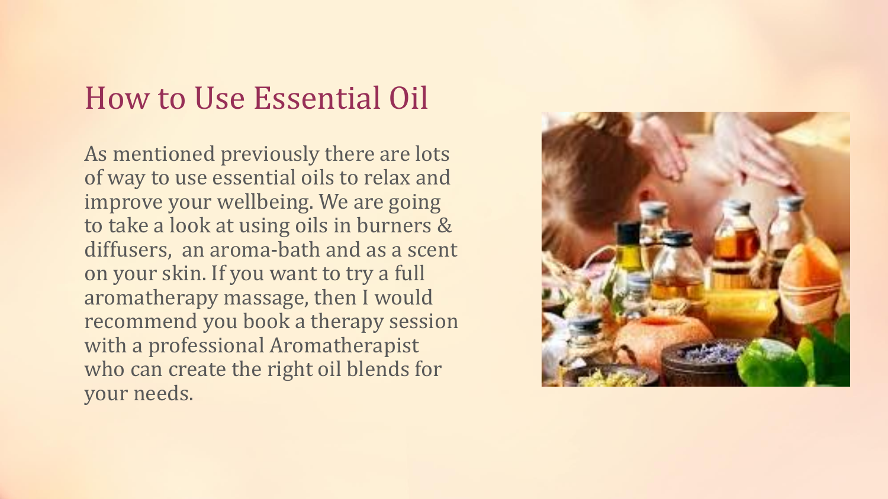# How to Use Essential Oil

As mentioned previously there are lots of way to use essential oils to relax and improve your wellbeing. We are going to take a look at using oils in burners & diffusers, an aroma-bath and as a scent on your skin. If you want to try a full aromatherapy massage, then I would recommend you book a therapy session with a professional Aromatherapist who can create the right oil blends for your needs.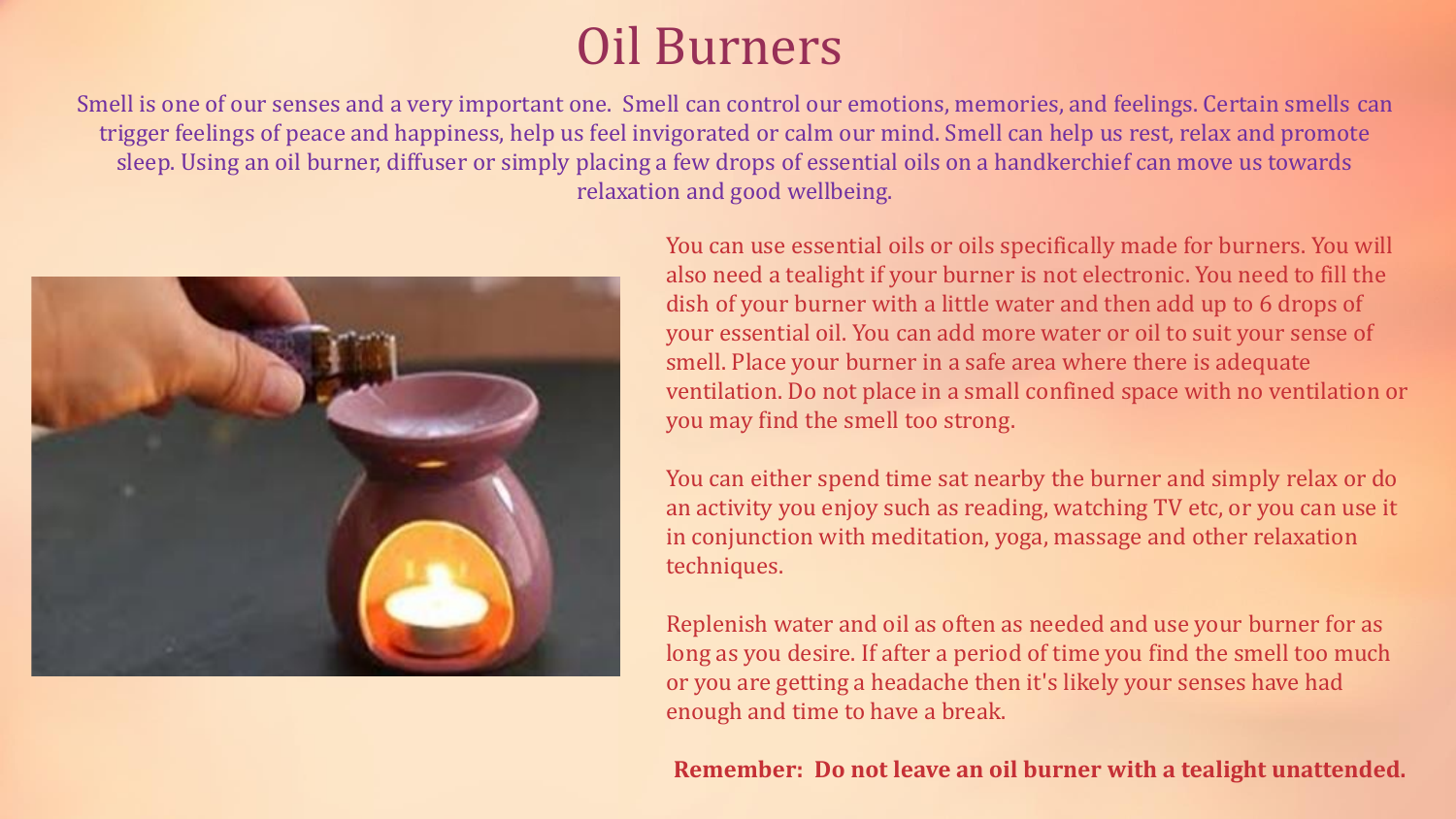# Oil Burners

Smell is one of our senses and a very important one. Smell can control our emotions, memories, and feelings. Certain smells can trigger feelings of peace and happiness, help us feel invigorated or calm our mind. Smell can help us rest, relax and promote sleep. Using an oil burner, diffuser or simply placing a few drops of essential oils on a handkerchief can move us towards relaxation and good wellbeing.

You can use essential oils or oils specifically made for burners. You will also need a tealight if your burner is not electronic. You need to fill the dish of your burner with a little water and then add up to 6 drops of your essential oil. You can add more water or oil to suit your sense of smell. Place your burner in a safe area where there is adequate ventilation. Do not place in a small confined space with no ventilation or you may find the smell too strong.

You can either spend time sat nearby the burner and simply relax or do an activity you enjoy such as reading, watching TV etc, or you can use it in conjunction with meditation, yoga, massage and other relaxation techniques.

Replenish water and oil as often as needed and use your burner for as long as you desire. If after a period of time you find the smell too much or you are getting a headache then it's likely your senses have had enough and time to have a break.

**Remember: Do not leave an oil burner with a tealight unattended.**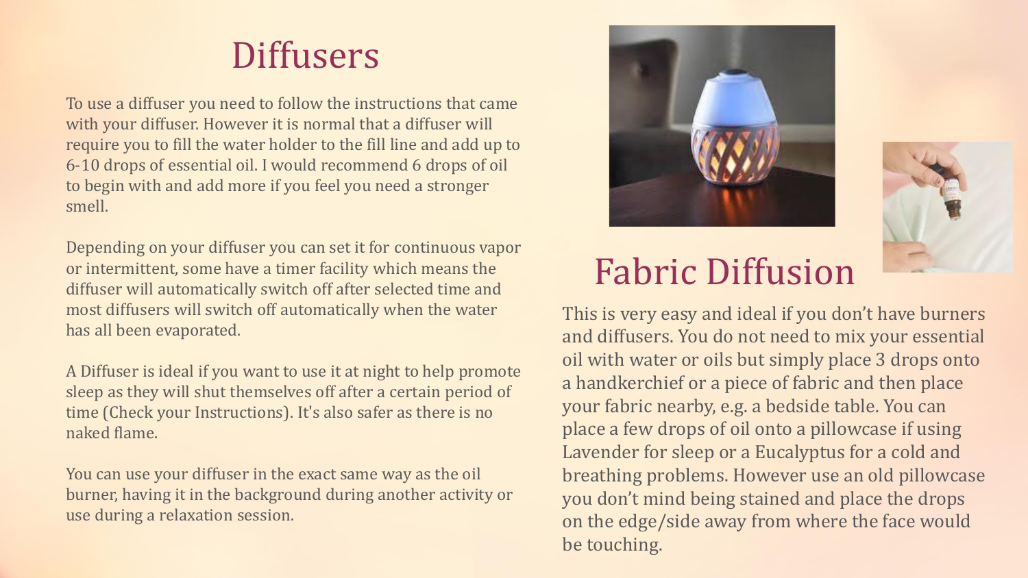# Diffusers

To use a diffuser you need to follow the instructions that came with your diffuser. However it is normal that a diffuser will require you to fill the water holder to the fill line and add up to 6-10 drops of essential oil. I would recommend 6 drops of oil to begin with and add more if you feel you need a stronger smell.

Depending on your diffuser you can set it for continuous vapor or intermittent, some have a timer facility which means the diffuser will automatically switch off after selected time and most diffusers will switch off automatically when the water has all been evaporated.

A Diffuser is ideal if you want to use it at night to help promote sleep as they will shut themselves off after a certain period of time (Check your Instructions). It's also safer as there is no naked flame.

You can use your diffuser in the exact same way as the oil burner, having it in the background during another activity or use during a relaxation session.

# Fabric Diffusion

This is very easy and ideal if you don't have burners and diffusers. You do not need to mix your essential oil with water or oils but simply place 3 drops onto a handkerchief or a piece of fabric and then place your fabric nearby, e.g. a bedside table. You can place a few drops of oil onto a pillowcase if using Lavender for sleep or a Eucalyptus for a cold and breathing problems. However use an old pillowcase you don't mind being stained and place the drops on the edge/side away from where the face would be touching.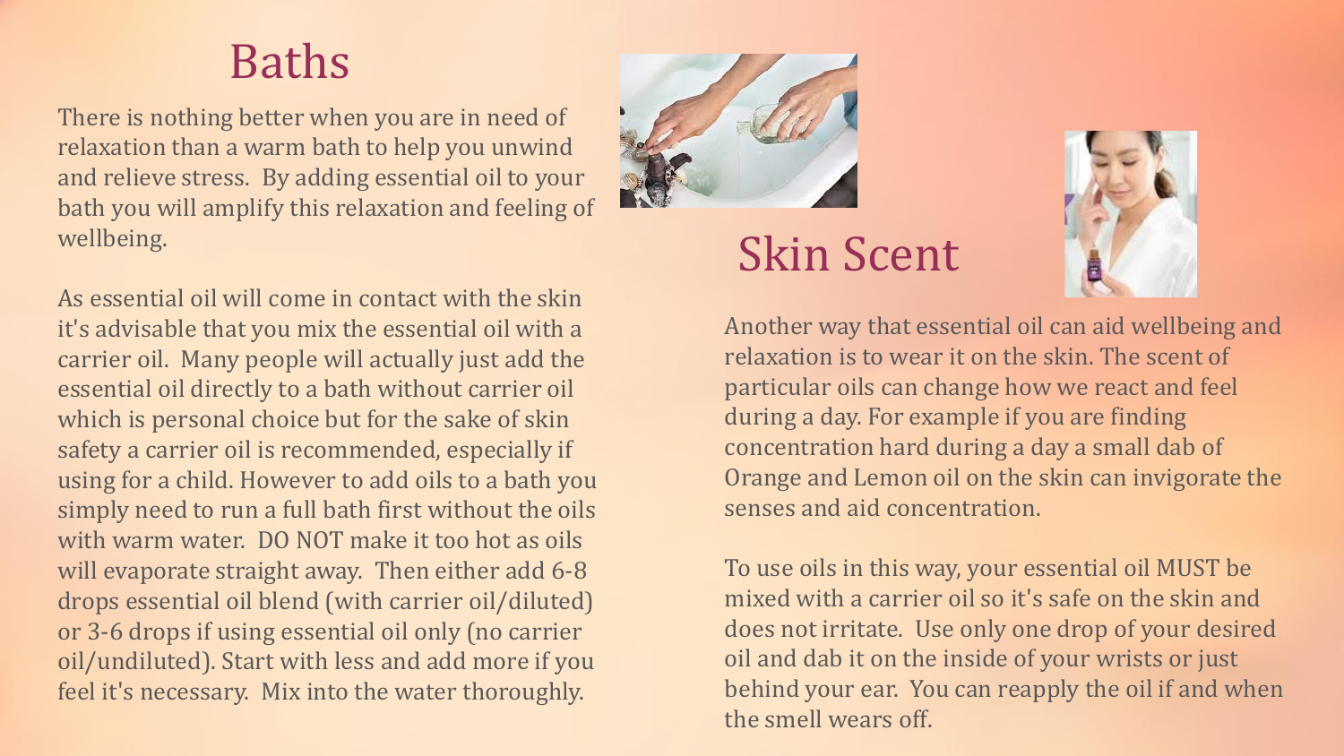## Baths

There is nothing better when you are in need of relaxation than a warm bath to help you unwind and relieve stress. By adding essential oil to your bath you will amplify this relaxation and feeling of wellbeing.

As essential oil will come in contact with the skin it's advisable that you mix the essential oil with a carrier oil. Many people will actually just add the essential oil directly to a bath without carrier oil which is personal choice but for the sake of skin safety a carrier oil is recommended, especially if using for a child. However to add oils to a bath you simply need to run a full bath first without the oils with warm water. DO NOT make it too hot as oils will evaporate straight away. Then either add 6-8 drops essential oil blend (with carrier oil/diluted) or 3-6 drops if using essential oil only (no carrier oil/undiluted). Start with less and add more if you feel it's necessary. Mix into the water thoroughly.

## Skin Scent

Another way that essential oil can aid wellbeing and relaxation is to wear it on the skin. The scent of particular oils can change how we react and feel during a day. For example if you are finding concentration hard during a day a small dab of Orange and Lemon oil on the skin can invigorate the senses and aid concentration.

To use oils in this way, your essential oil MUST be mixed with a carrier oil so it's safe on the skin and does not irritate. Use only one drop of your desired oil and dab it on the inside of your wrists or just behind your ear. You can reapply the oil if and when the smell wears off.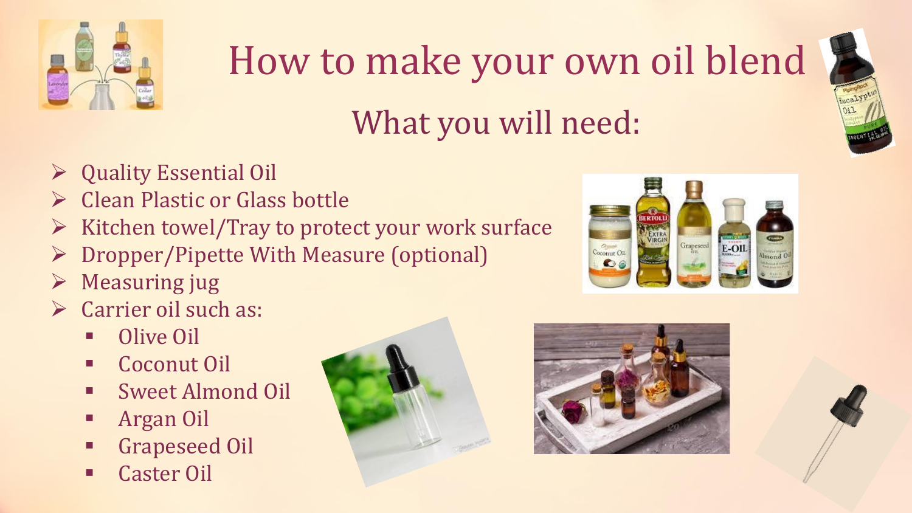# How to make your own oil blend

## What you will need:

- Quality Essential Oil
- Clean Plastic or Glass bottle
- Kitchen towel/Tray to protect your work surface
- Dropper/Pipette With Measure (optional)
- Measuring jug
- Carrier oil such as:
  - Olive Oil
  - Coconut Oil
  - Sweet Almond Oil
  - Argan Oil
  - Grapeseed Oil
  - Caster Oil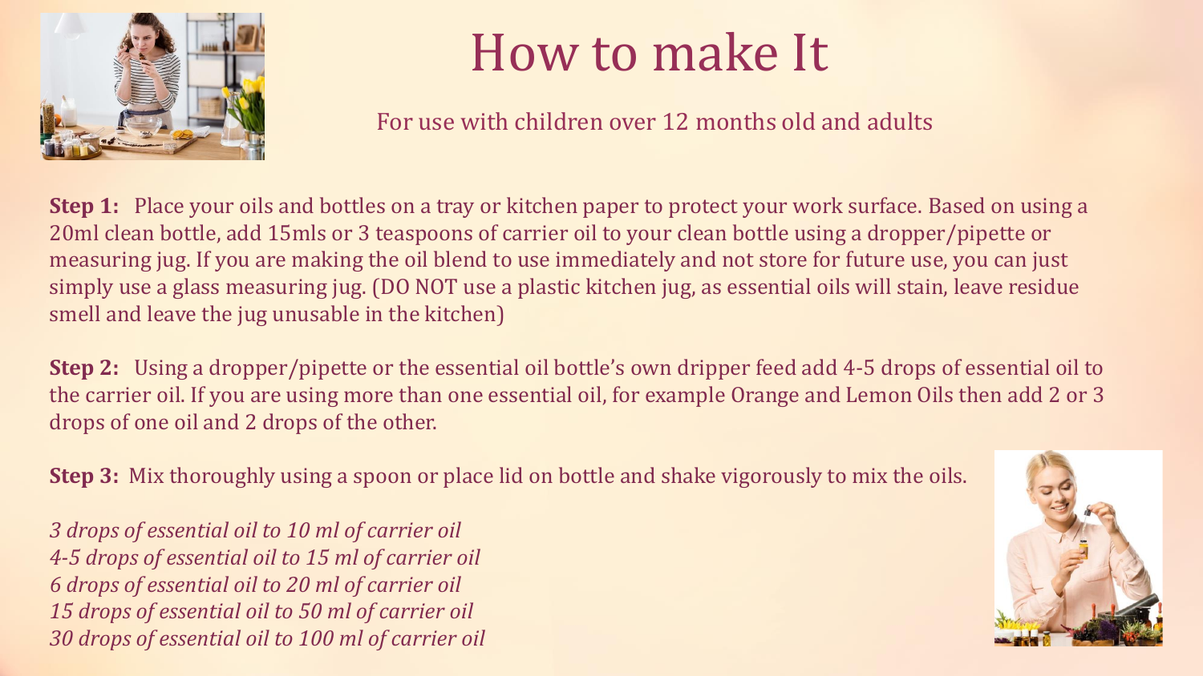# How to make It

For use with children over 12 months old and adults

**Step 1:** Place your oils and bottles on a tray or kitchen paper to protect your work surface. Based on using a 20ml clean bottle, add 15mls or 3 teaspoons of carrier oil to your clean bottle using a dropper/pipette or measuring jug. If you are making the oil blend to use immediately and not store for future use, you can just simply use a glass measuring jug. (DO NOT use a plastic kitchen jug, as essential oils will stain, leave residue smell and leave the jug unusable in the kitchen)

**Step 2:** Using a dropper/pipette or the essential oil bottle's own dripper feed add 4-5 drops of essential oil to the carrier oil. If you are using more than one essential oil, for example Orange and Lemon Oils then add 2 or 3 drops of one oil and 2 drops of the other.

**Step 3:** Mix thoroughly using a spoon or place lid on bottle and shake vigorously to mix the oils.

*3 drops of essential oil to 10 ml of carrier oil*
*4-5 drops of essential oil to 15 ml of carrier oil*
*6 drops of essential oil to 20 ml of carrier oil*
*15 drops of essential oil to 50 ml of carrier oil*
*30 drops of essential oil to 100 ml of carrier oil*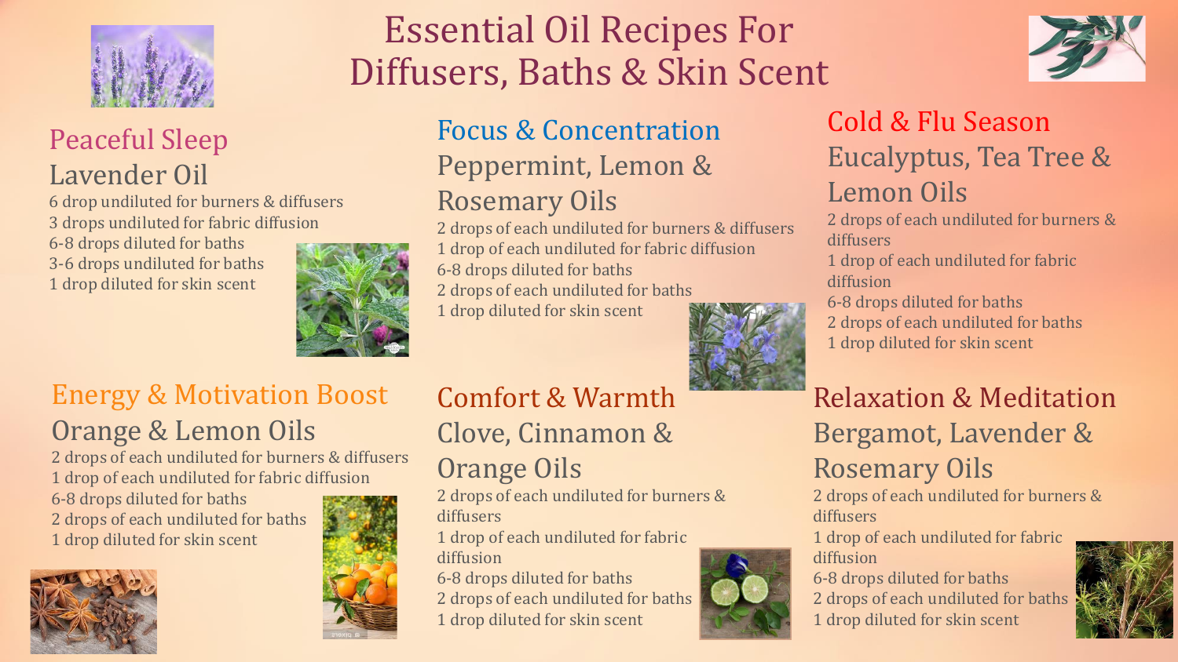# Essential Oil Recipes For Diffusers, Baths & Skin Scent

## Peaceful Sleep

### Lavender Oil

6 drop undiluted for burners & diffusers
3 drops undiluted for fabric diffusion
6-8 drops diluted for baths
3-6 drops undiluted for baths
1 drop diluted for skin scent

## Focus & Concentration

### Peppermint, Lemon & Rosemary Oils

2 drops of each undiluted for burners & diffusers
1 drop of each undiluted for fabric diffusion
6-8 drops diluted for baths
2 drops of each undiluted for baths
1 drop diluted for skin scent

## Cold & Flu Season

### Eucalyptus, Tea Tree & Lemon Oils

2 drops of each undiluted for burners & diffusers
1 drop of each undiluted for fabric diffusion
6-8 drops diluted for baths
2 drops of each undiluted for baths
1 drop diluted for skin scent

## Energy & Motivation Boost

### Orange & Lemon Oils

2 drops of each undiluted for burners & diffusers
1 drop of each undiluted for fabric diffusion
6-8 drops diluted for baths
2 drops of each undiluted for baths
1 drop diluted for skin scent

## Comfort & Warmth

### Clove, Cinnamon & Orange Oils

2 drops of each undiluted for burners & diffusers
1 drop of each undiluted for fabric diffusion
6-8 drops diluted for baths
2 drops of each undiluted for baths
1 drop diluted for skin scent

## Relaxation & Meditation

### Bergamot, Lavender & Rosemary Oils

2 drops of each undiluted for burners & diffusers
1 drop of each undiluted for fabric diffusion
6-8 drops diluted for baths
2 drops of each undiluted for baths
1 drop diluted for skin scent